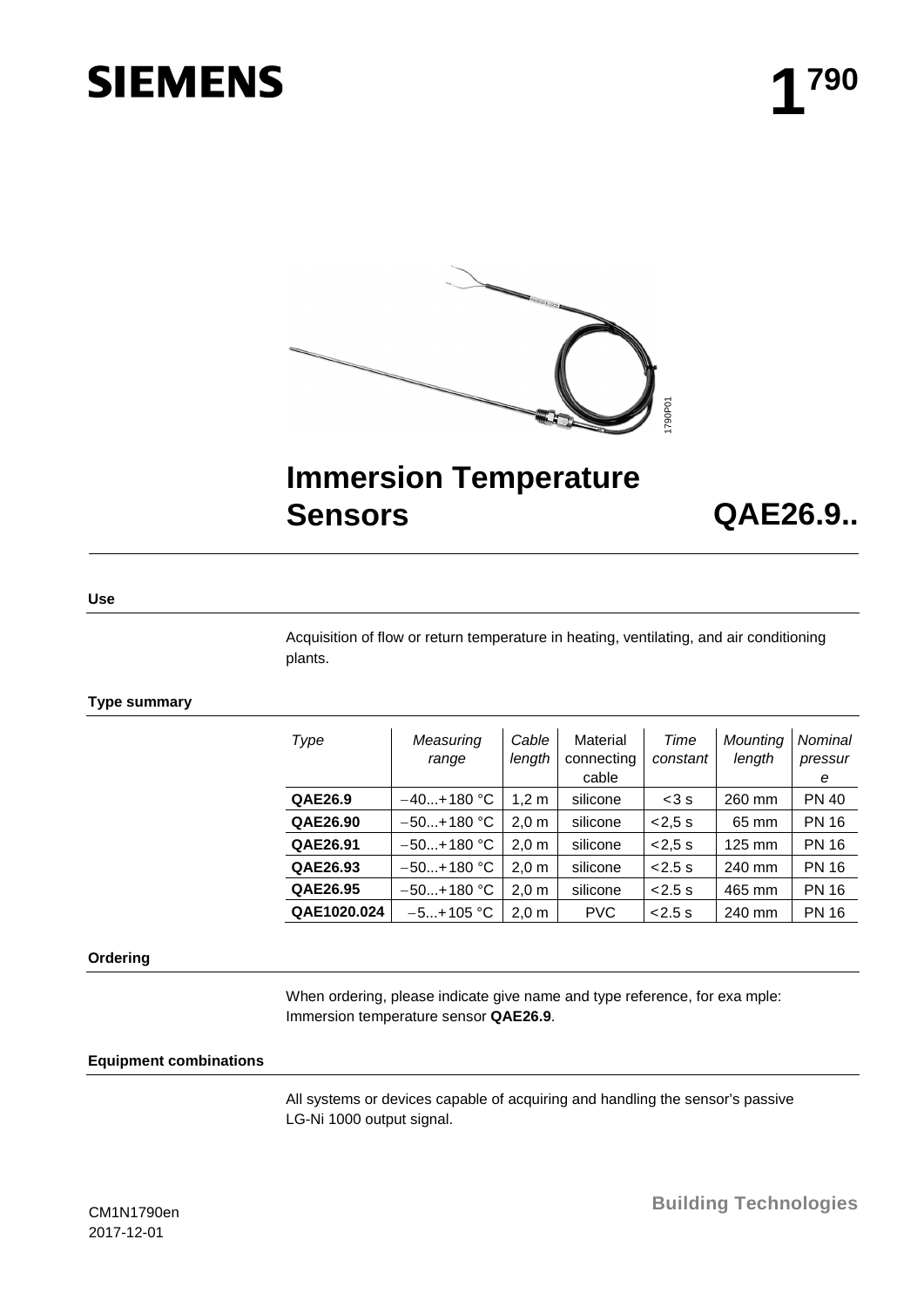# SIEMENS

# 1790

# Immersion Temperature Sensors

# QAE26.9..

## Use

Acquisition of flow or return temperature in heating, ventilating, and air conditioning plants.

## Type summary

| *Type* | *Measuring range* | *Cable length* | Material connecting cable | *Time constant* | *Mounting length* | *Nominal pressure* |
|---|---|---|---|---|---|---|
| **QAE26.9** | −40...+180 °C | 1,2 m | silicone | <3 s | 260 mm | PN 40 |
| **QAE26.90** | −50...+180 °C | 2,0 m | silicone | <2,5 s | 65 mm | PN 16 |
| **QAE26.91** | −50...+180 °C | 2,0 m | silicone | <2,5 s | 125 mm | PN 16 |
| **QAE26.93** | −50...+180 °C | 2,0 m | silicone | <2.5 s | 240 mm | PN 16 |
| **QAE26.95** | −50...+180 °C | 2,0 m | silicone | <2.5 s | 465 mm | PN 16 |
| **QAE1020.024** | −5...+105 °C | 2,0 m | PVC | <2.5 s | 240 mm | PN 16 |

## Ordering

When ordering, please indicate give name and type reference, for exa mple: Immersion temperature sensor **QAE26.9**.

## Equipment combinations

All systems or devices capable of acquiring and handling the sensor's passive LG-Ni 1000 output signal.

CM1N1790en
2017-12-01

Building Technologies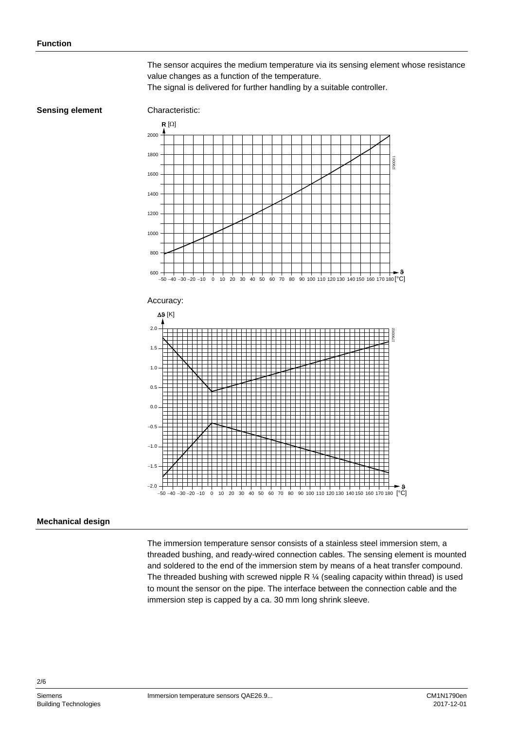## Function

The sensor acquires the medium temperature via its sensing element whose resistance value changes as a function of the temperature.
The signal is delivered for further handling by a suitable controller.

### Sensing element

Characteristic:

Accuracy:

## Mechanical design

The immersion temperature sensor consists of a stainless steel immersion stem, a threaded bushing, and ready-wired connection cables. The sensing element is mounted and soldered to the end of the immersion stem by means of a heat transfer compound. The threaded bushing with screwed nipple R ¼ (sealing capacity within thread) is used to mount the sensor on the pipe. The interface between the connection cable and the immersion step is capped by a ca. 30 mm long shrink sleeve.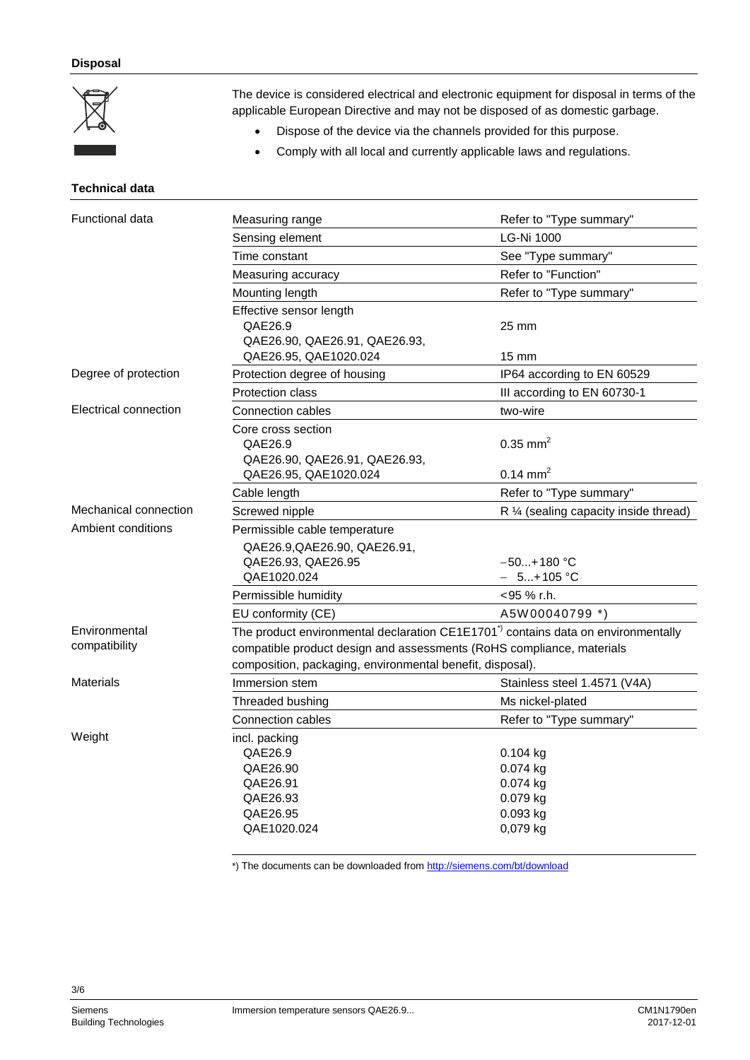## Disposal

The device is considered electrical and electronic equipment for disposal in terms of the applicable European Directive and may not be disposed of as domestic garbage.

- Dispose of the device via the channels provided for this purpose.
- Comply with all local and currently applicable laws and regulations.

## Technical data

| | | |
|---|---|---|
| Functional data | Measuring range | Refer to "Type summary" |
| | Sensing element | LG-Ni 1000 |
| | Time constant | See "Type summary" |
| | Measuring accuracy | Refer to "Function" |
| | Mounting length | Refer to "Type summary" |
| | Effective sensor length<br>QAE26.9<br>QAE26.90, QAE26.91, QAE26.93, QAE26.95, QAE1020.024 | <br>25 mm<br>15 mm |
| Degree of protection | Protection degree of housing | IP64 according to EN 60529 |
| | Protection class | III according to EN 60730-1 |
| Electrical connection | Connection cables | two-wire |
| | Core cross section<br>QAE26.9<br>QAE26.90, QAE26.91, QAE26.93, QAE26.95, QAE1020.024 | <br>0.35 $mm^2$<br>0.14 $mm^2$ |
| | Cable length | Refer to "Type summary" |
| Mechanical connection | Screwed nipple | R ¼ (sealing capacity inside thread) |
| Ambient conditions | Permissible cable temperature<br>QAE26.9,QAE26.90, QAE26.91, QAE26.93, QAE26.95<br>QAE1020.024 | <br>−50...+180 °C<br>− 5...+105 °C |
| | Permissible humidity | <95 % r.h. |
| | EU conformity (CE) | A5W00040799 *) |
| Environmental compatibility | The product environmental declaration CE1E1701*) contains data on environmentally compatible product design and assessments (RoHS compliance, materials composition, packaging, environmental benefit, disposal). | |
| Materials | Immersion stem | Stainless steel 1.4571 (V4A) |
| | Threaded bushing | Ms nickel-plated |
| | Connection cables | Refer to "Type summary" |
| Weight | incl. packing<br>QAE26.9<br>QAE26.90<br>QAE26.91<br>QAE26.93<br>QAE26.95<br>QAE1020.024 | <br>0.104 kg<br>0.074 kg<br>0.074 kg<br>0.079 kg<br>0.093 kg<br>0,079 kg |

*) The documents can be downloaded from http://siemens.com/bt/download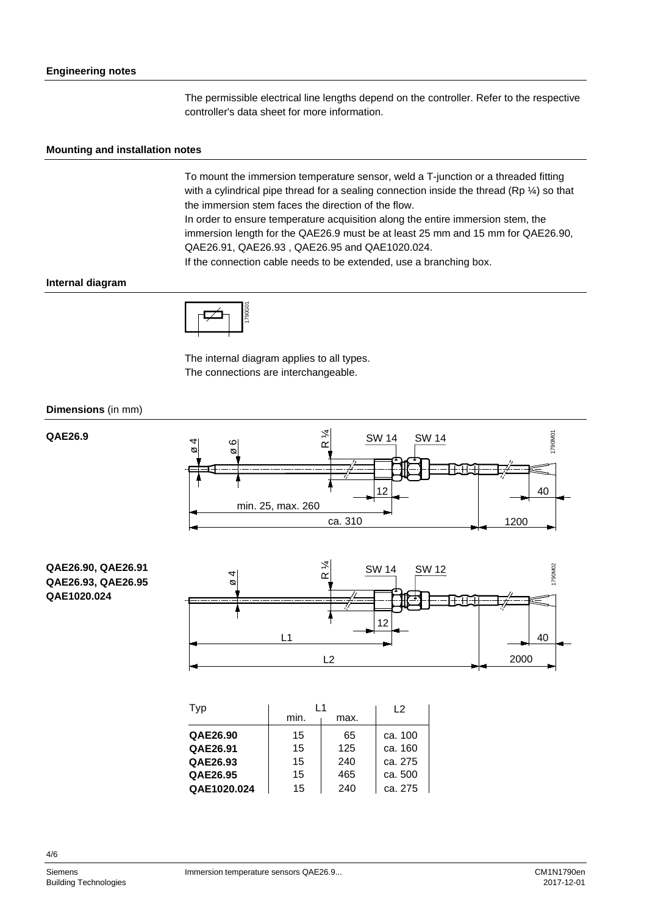## Engineering notes

The permissible electrical line lengths depend on the controller. Refer to the respective controller's data sheet for more information.

## Mounting and installation notes

To mount the immersion temperature sensor, weld a T-junction or a threaded fitting with a cylindrical pipe thread for a sealing connection inside the thread (Rp ¼) so that the immersion stem faces the direction of the flow.
In order to ensure temperature acquisition along the entire immersion stem, the immersion length for the QAE26.9 must be at least 25 mm and 15 mm for QAE26.90, QAE26.91, QAE26.93 , QAE26.95 and QAE1020.024.
If the connection cable needs to be extended, use a branching box.

## Internal diagram

The internal diagram applies to all types.
The connections are interchangeable.

## Dimensions (in mm)

**QAE26.9**

ø 4, ø 6, R ¼, SW 14, SW 14, 12, 40, min. 25, max. 260, ca. 310, 1200

**QAE26.90, QAE26.91**
**QAE26.93, QAE26.95**
**QAE1020.024**

ø 4, R ¼, SW 14, SW 12, 12, 40, L1, L2, 2000

| Typ | L1 min. | L1 max. | L2 |
|---|---|---|---|
| **QAE26.90** | 15 | 65 | ca. 100 |
| **QAE26.91** | 15 | 125 | ca. 160 |
| **QAE26.93** | 15 | 240 | ca. 275 |
| **QAE26.95** | 15 | 465 | ca. 500 |
| **QAE1020.024** | 15 | 240 | ca. 275 |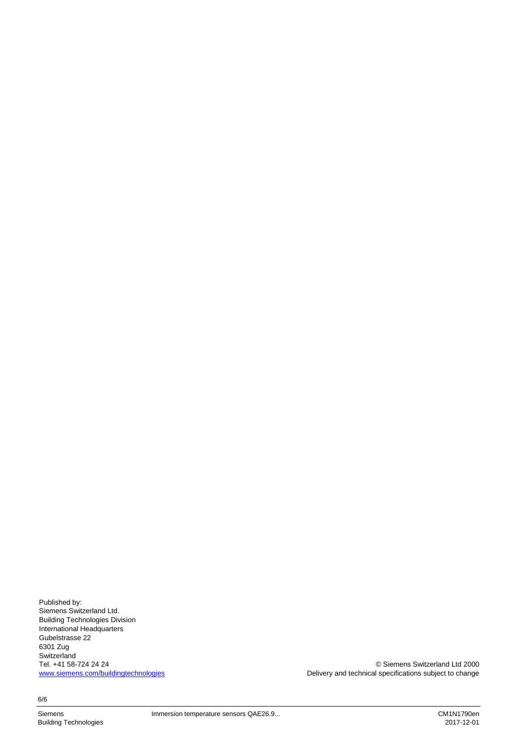Published by:
Siemens Switzerland Ltd.
Building Technologies Division
International Headquarters
Gubelstrasse 22
6301 Zug
Switzerland
Tel. +41 58-724 24 24
www.siemens.com/buildingtechnologies

© Siemens Switzerland Ltd 2000
Delivery and technical specifications subject to change